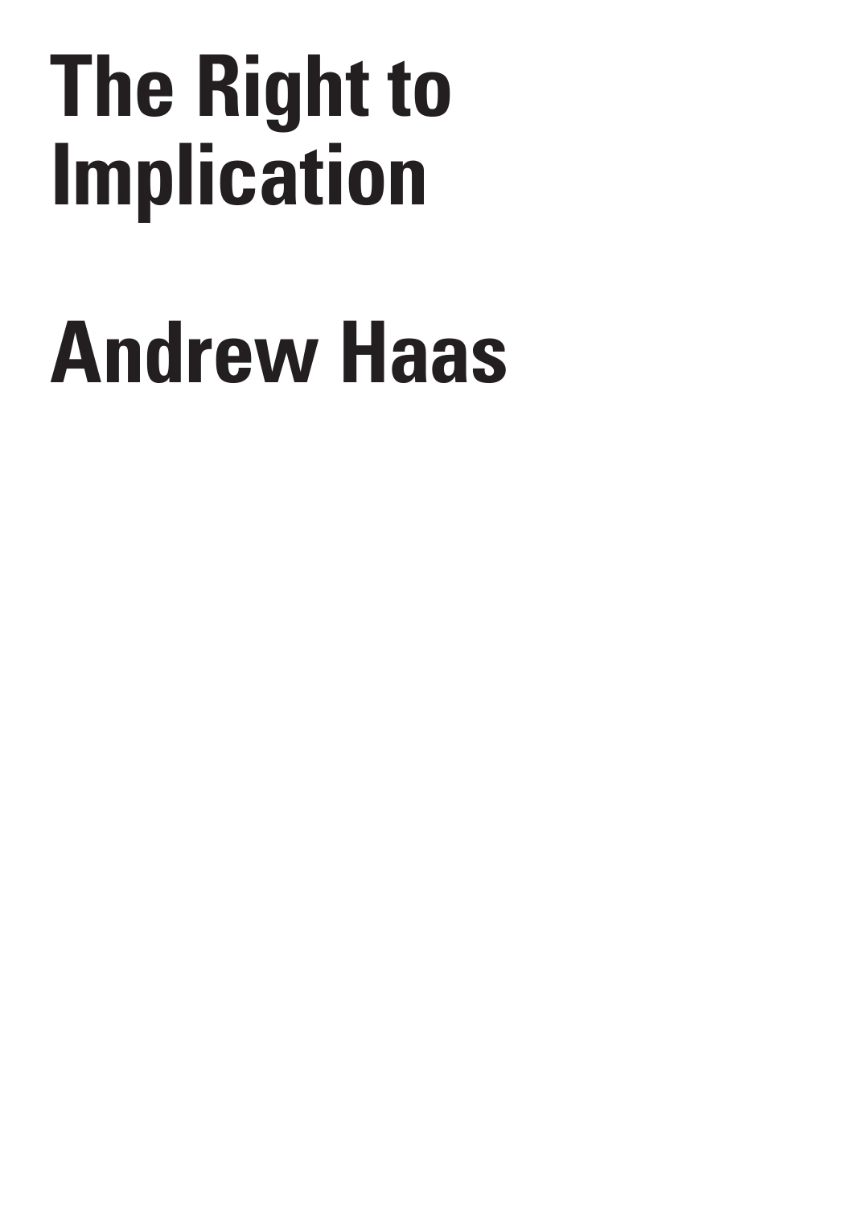# The Right to Implication

# Andrew Haas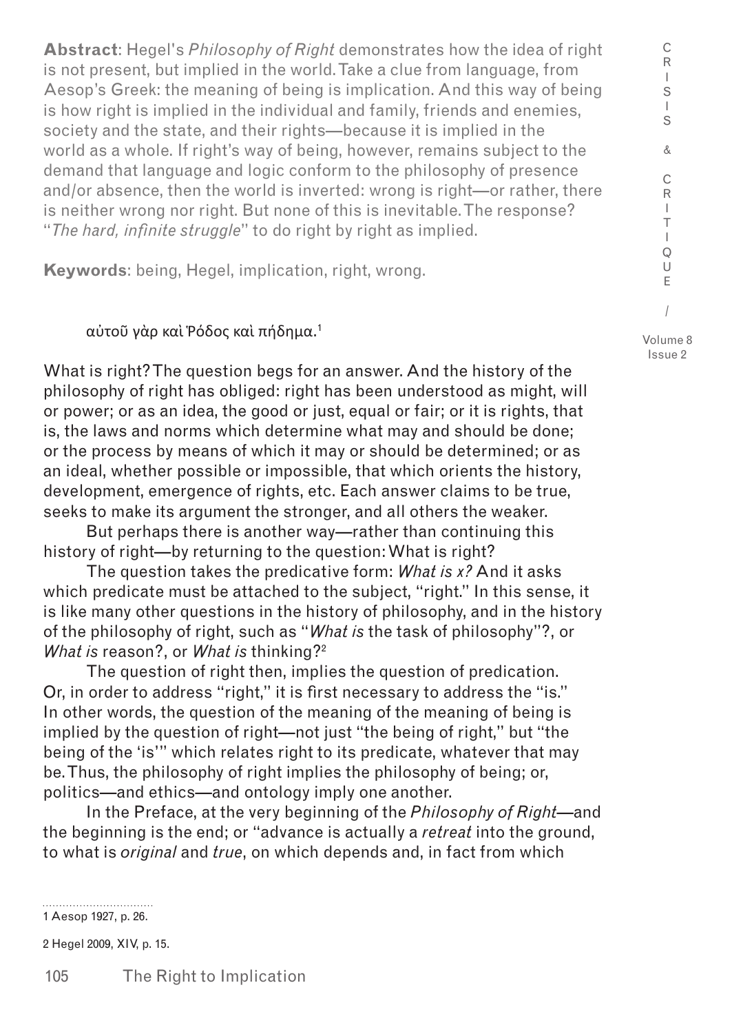**Abstract**: Hegel's *Philosophy of Right* demonstrates how the idea of right is not present, but implied in the world. Take a clue from language, from Aesop's Greek: the meaning of being is implication. And this way of being is how right is implied in the individual and family, friends and enemies, society and the state, and their rights—because it is implied in the world as a whole. If right's way of being, however, remains subject to the demand that language and logic conform to the philosophy of presence and/or absence, then the world is inverted: wrong is right—or rather, there is neither wrong nor right. But none of this is inevitable. The response? "*The hard, infinite struggle*" to do right by right as implied.

**Keywords**: being, Hegel, implication, right, wrong.

αὐτοῦ γὰρ καὶ Ῥόδος καὶ πήδημα.[1]

What is right? The question begs for an answer. And the history of the philosophy of right has obliged: right has been understood as might, will or power; or as an idea, the good or just, equal or fair; or it is rights, that is, the laws and norms which determine what may and should be done; or the process by means of which it may or should be determined; or as an ideal, whether possible or impossible, that which orients the history, development, emergence of rights, etc. Each answer claims to be true, seeks to make its argument the stronger, and all others the weaker.

But perhaps there is another way—rather than continuing this history of right—by returning to the question: What is right?

The question takes the predicative form: *What is x?* And it asks which predicate must be attached to the subject, "right." In this sense, it is like many other questions in the history of philosophy, and in the history of the philosophy of right, such as "*What is* the task of philosophy"?, or *What is* reason?, or *What is* thinking?[2]

The question of right then, implies the question of predication. Or, in order to address "right," it is first necessary to address the "is." In other words, the question of the meaning of the meaning of being is implied by the question of right—not just "the being of right," but "the being of the 'is'" which relates right to its predicate, whatever that may be. Thus, the philosophy of right implies the philosophy of being; or, politics—and ethics—and ontology imply one another.

In the Preface, at the very beginning of the *Philosophy of Right*—and the beginning is the end; or "advance is actually a *retreat* into the ground, to what is *original* and *true*, on which depends and, in fact from which

1 Aesop 1927, p. 26.

2 Hegel 2009, XIV, p. 15.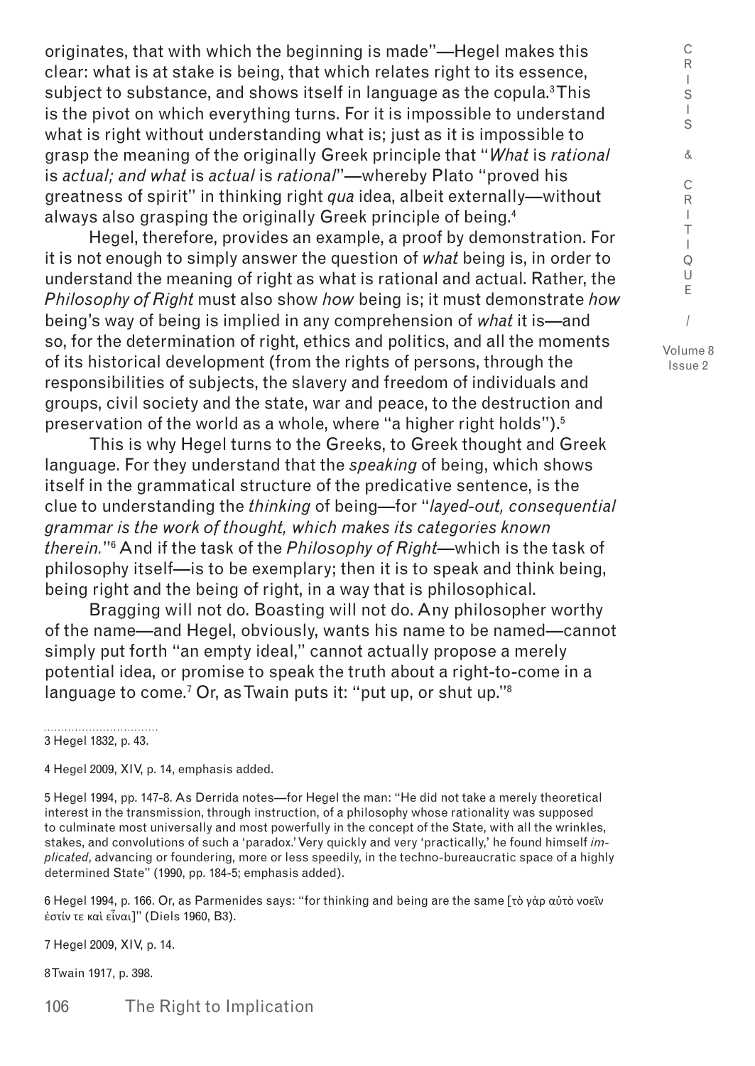originates, that with which the beginning is made"—Hegel makes this clear: what is at stake is being, that which relates right to its essence, subject to substance, and shows itself in language as the copula.[3] This is the pivot on which everything turns. For it is impossible to understand what is right without understanding what is; just as it is impossible to grasp the meaning of the originally Greek principle that "*What* is *rational* is *actual; and what* is *actual* is *rational*"—whereby Plato "proved his greatness of spirit" in thinking right *qua* idea, albeit externally—without always also grasping the originally Greek principle of being.[4]

Hegel, therefore, provides an example, a proof by demonstration. For it is not enough to simply answer the question of *what* being is, in order to understand the meaning of right as what is rational and actual. Rather, the *Philosophy of Right* must also show *how* being is; it must demonstrate *how* being's way of being is implied in any comprehension of *what* it is—and so, for the determination of right, ethics and politics, and all the moments of its historical development (from the rights of persons, through the responsibilities of subjects, the slavery and freedom of individuals and groups, civil society and the state, war and peace, to the destruction and preservation of the world as a whole, where "a higher right holds").[5]

This is why Hegel turns to the Greeks, to Greek thought and Greek language. For they understand that the *speaking* of being, which shows itself in the grammatical structure of the predicative sentence, is the clue to understanding the *thinking* of being—for "*layed-out, consequential grammar is the work of thought, which makes its categories known therein.*"[6] And if the task of the *Philosophy of Right*—which is the task of philosophy itself—is to be exemplary; then it is to speak and think being, being right and the being of right, in a way that is philosophical.

Bragging will not do. Boasting will not do. Any philosopher worthy of the name—and Hegel, obviously, wants his name to be named—cannot simply put forth "an empty ideal," cannot actually propose a merely potential idea, or promise to speak the truth about a right-to-come in a language to come.[7] Or, as Twain puts it: "put up, or shut up."[8]

---

3 Hegel 1832, p. 43.

4 Hegel 2009, XIV, p. 14, emphasis added.

5 Hegel 1994, pp. 147-8. As Derrida notes—for Hegel the man: "He did not take a merely theoretical interest in the transmission, through instruction, of a philosophy whose rationality was supposed to culminate most universally and most powerfully in the concept of the State, with all the wrinkles, stakes, and convolutions of such a 'paradox.' Very quickly and very 'practically,' he found himself *implicated*, advancing or foundering, more or less speedily, in the techno-bureaucratic space of a highly determined State" (1990, pp. 184-5; emphasis added).

6 Hegel 1994, p. 166. Or, as Parmenides says: "for thinking and being are the same [τὸ γὰρ αὐτὸ νοεῖν ἐστίν τε καὶ εἶναι]" (Diels 1960, B3).

7 Hegel 2009, XIV, p. 14.

8 Twain 1917, p. 398.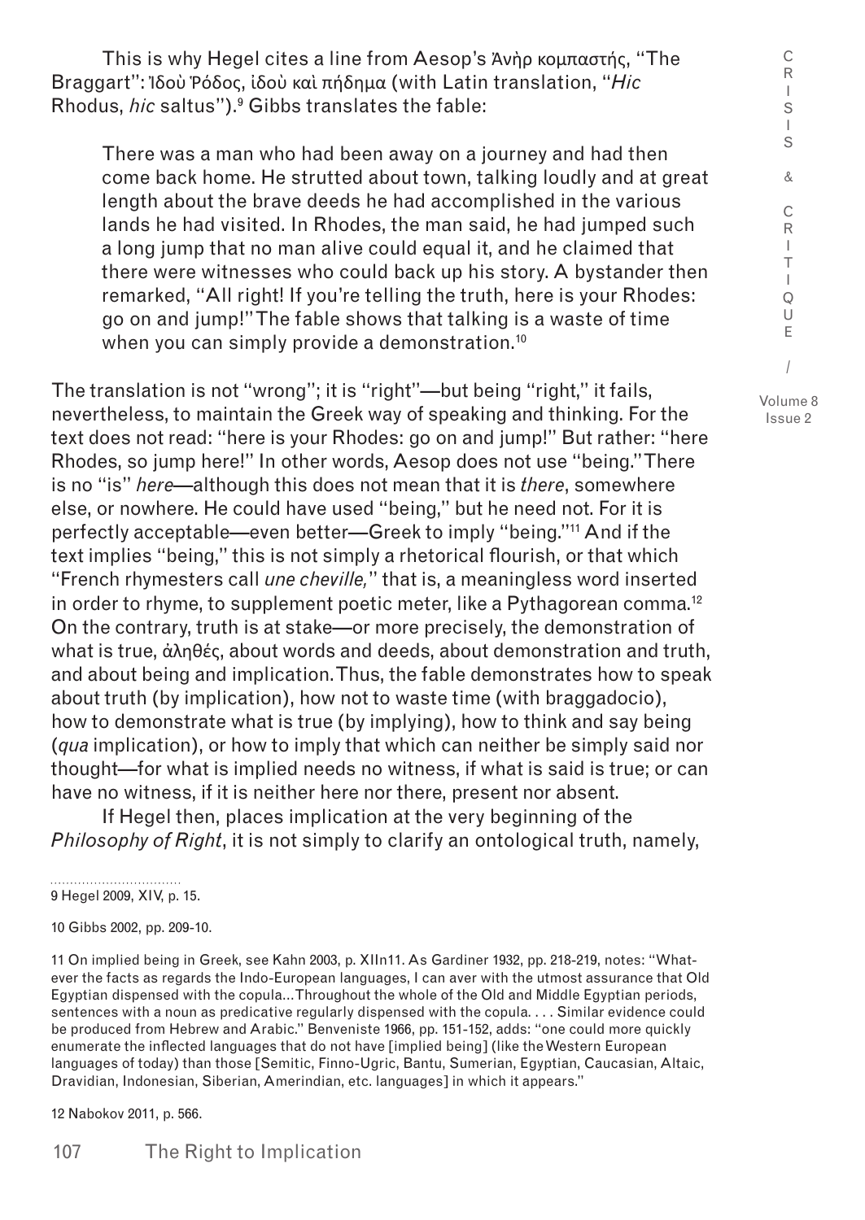This is why Hegel cites a line from Aesop's Ἀνὴρ κομπαστής, "The Braggart": Ἰδοὺ Ῥόδος, ἰδοὺ καὶ πήδημα (with Latin translation, "*Hic* Rhodus, *hic* saltus").[9] Gibbs translates the fable:

> There was a man who had been away on a journey and had then come back home. He strutted about town, talking loudly and at great length about the brave deeds he had accomplished in the various lands he had visited. In Rhodes, the man said, he had jumped such a long jump that no man alive could equal it, and he claimed that there were witnesses who could back up his story. A bystander then remarked, "All right! If you're telling the truth, here is your Rhodes: go on and jump!" The fable shows that talking is a waste of time when you can simply provide a demonstration.[10]

The translation is not "wrong"; it is "right"—but being "right," it fails, nevertheless, to maintain the Greek way of speaking and thinking. For the text does not read: "here is your Rhodes: go on and jump!" But rather: "here Rhodes, so jump here!" In other words, Aesop does not use "being." There is no "is" *here*—although this does not mean that it is *there*, somewhere else, or nowhere. He could have used "being," but he need not. For it is perfectly acceptable—even better—Greek to imply "being."[11] And if the text implies "being," this is not simply a rhetorical flourish, or that which "French rhymesters call *une cheville,*" that is, a meaningless word inserted in order to rhyme, to supplement poetic meter, like a Pythagorean comma.[12] On the contrary, truth is at stake—or more precisely, the demonstration of what is true, ἀληθές, about words and deeds, about demonstration and truth, and about being and implication. Thus, the fable demonstrates how to speak about truth (by implication), how not to waste time (with braggadocio), how to demonstrate what is true (by implying), how to think and say being (*qua* implication), or how to imply that which can neither be simply said nor thought—for what is implied needs no witness, if what is said is true; or can have no witness, if it is neither here nor there, present nor absent.

If Hegel then, places implication at the very beginning of the *Philosophy of Right*, it is not simply to clarify an ontological truth, namely,

---

9 Hegel 2009, XIV, p. 15.

10 Gibbs 2002, pp. 209-10.

11 On implied being in Greek, see Kahn 2003, p. XIIn11. As Gardiner 1932, pp. 218-219, notes: "Whatever the facts as regards the Indo-European languages, I can aver with the utmost assurance that Old Egyptian dispensed with the copula...Throughout the whole of the Old and Middle Egyptian periods, sentences with a noun as predicative regularly dispensed with the copula. . . . Similar evidence could be produced from Hebrew and Arabic." Benveniste 1966, pp. 151-152, adds: "one could more quickly enumerate the inflected languages that do not have [implied being] (like the Western European languages of today) than those [Semitic, Finno-Ugric, Bantu, Sumerian, Egyptian, Caucasian, Altaic, Dravidian, Indonesian, Siberian, Amerindian, etc. languages] in which it appears."

12 Nabokov 2011, p. 566.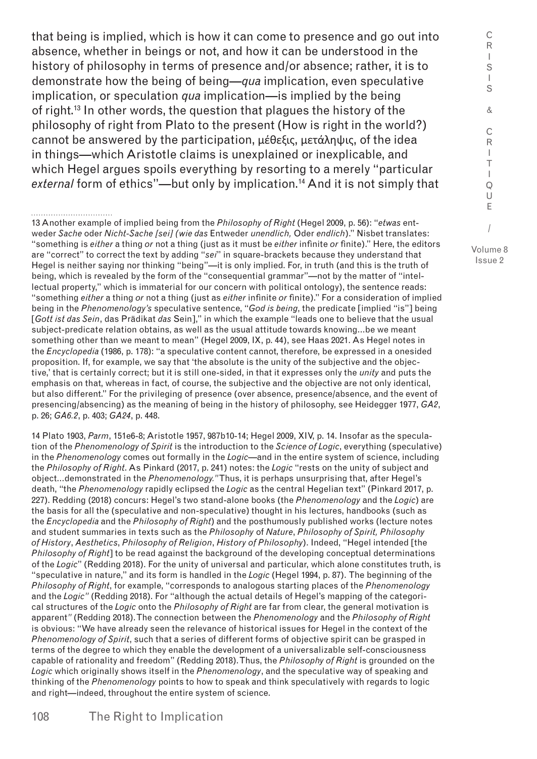that being is implied, which is how it can come to presence and go out into absence, whether in beings or not, and how it can be understood in the history of philosophy in terms of presence and/or absence; rather, it is to demonstrate how the being of being—*qua* implication, even speculative implication, or speculation *qua* implication—is implied by the being of right.[13] In other words, the question that plagues the history of the philosophy of right from Plato to the present (How is right in the world?) cannot be answered by the participation, μέθεξις, μετάληψις, of the idea in things—which Aristotle claims is unexplained or inexplicable, and which Hegel argues spoils everything by resorting to a merely "particular *external* form of ethics"—but only by implication.[14] And it is not simply that

---

13 Another example of implied being from the *Philosophy of Right* (Hegel 2009, p. 56): "*etwas* entweder *Sache* oder *Nicht-Sache [sei] (wie das* Entweder *unendlich,* Oder *endlich*)." Nisbet translates: "something is *either* a thing *or* not a thing (just as it must be *either* infinite *or* finite)." Here, the editors are "correct" to correct the text by adding "*sei*" in square-brackets because they understand that Hegel is neither saying nor thinking "being"—it is only implied. For, in truth (and this is the truth of being, which is revealed by the form of the "consequential grammar"—not by the matter of "intellectual property," which is immaterial for our concern with political ontology), the sentence reads: "something *either* a thing *or* not a thing (just as *either* infinite *or* finite)." For a consideration of implied being in the *Phenomenology's* speculative sentence, "*God is being*, the predicate [implied "is"] being [*Gott ist das Sein*, das Prädikat *das* Sein]," in which the example "leads one to believe that the usual subject-predicate relation obtains, as well as the usual attitude towards knowing...be we meant something other than we meant to mean" (Hegel 2009, IX, p. 44), see Haas 2021. As Hegel notes in the *Encyclopedia* (1986, p. 178): "a speculative content cannot, therefore, be expressed in a onesided proposition. If, for example, we say that 'the absolute is the unity of the subjective and the objective,' that is certainly correct; but it is still one-sided, in that it expresses only the *unity* and puts the emphasis on that, whereas in fact, of course, the subjective and the objective are not only identical, but also different." For the privileging of presence (over absence, presence/absence, and the event of presencing/absencing) as the meaning of being in the history of philosophy, see Heidegger 1977, *GA2*, p. 26; *GA6.2*, p. 403; *GA24*, p. 448.

14 Plato 1903, *Parm*, 151e6-8; Aristotle 1957, 987b10-14; Hegel 2009, XIV, p. 14. Insofar as the speculation of the *Phenomenology of Spirit* is the introduction to the *Science of Logic*, everything (speculative) in the *Phenomenology* comes out formally in the *Logic*—and in the entire system of science, including the *Philosophy of Right*. As Pinkard (2017, p. 241) notes: the *Logic* "rests on the unity of subject and object...demonstrated in the *Phenomenology.*" Thus, it is perhaps unsurprising that, after Hegel's death, "the *Phenomenology* rapidly eclipsed the *Logic* as the central Hegelian text" (Pinkard 2017, p. 227). Redding (2018) concurs: Hegel's two stand-alone books (the *Phenomenology* and the *Logic*) are the basis for all the (speculative and non-speculative) thought in his lectures, handbooks (such as the *Encyclopedia* and the *Philosophy of Right*) and the posthumously published works (lecture notes and student summaries in texts such as the *Philosophy* of *Nature*, *Philosophy of Spirit, Philosophy of History*, *Aesthetics*, *Philosophy of Religion*, *History of Philosophy*). Indeed, "Hegel intended [the *Philosophy of Right*] to be read against the background of the developing conceptual determinations of the *Logic*" (Redding 2018). For the unity of universal and particular, which alone constitutes truth, is "speculative in nature," and its form is handled in the *Logic* (Hegel 1994, p. 87). The beginning of the *Philosophy of Right*, for example, "corresponds to analogous starting places of the *Phenomenology* and the *Logic"* (Redding 2018). For "although the actual details of Hegel's mapping of the categorical structures of the *Logic* onto the *Philosophy of Right* are far from clear, the general motivation is apparent" (Redding 2018). The connection between the *Phenomenology* and the *Philosophy of Right* is obvious: "We have already seen the relevance of historical issues for Hegel in the context of the *Phenomenology of Spirit*, such that a series of different forms of objective spirit can be grasped in terms of the degree to which they enable the development of a universalizable self-consciousness capable of rationality and freedom" (Redding 2018). Thus, the *Philosophy of Right* is grounded on the *Logic* which originally shows itself in the *Phenomenology*, and the speculative way of speaking and thinking of the *Phenomenology* points to how to speak and think speculatively with regards to logic and right—indeed, throughout the entire system of science.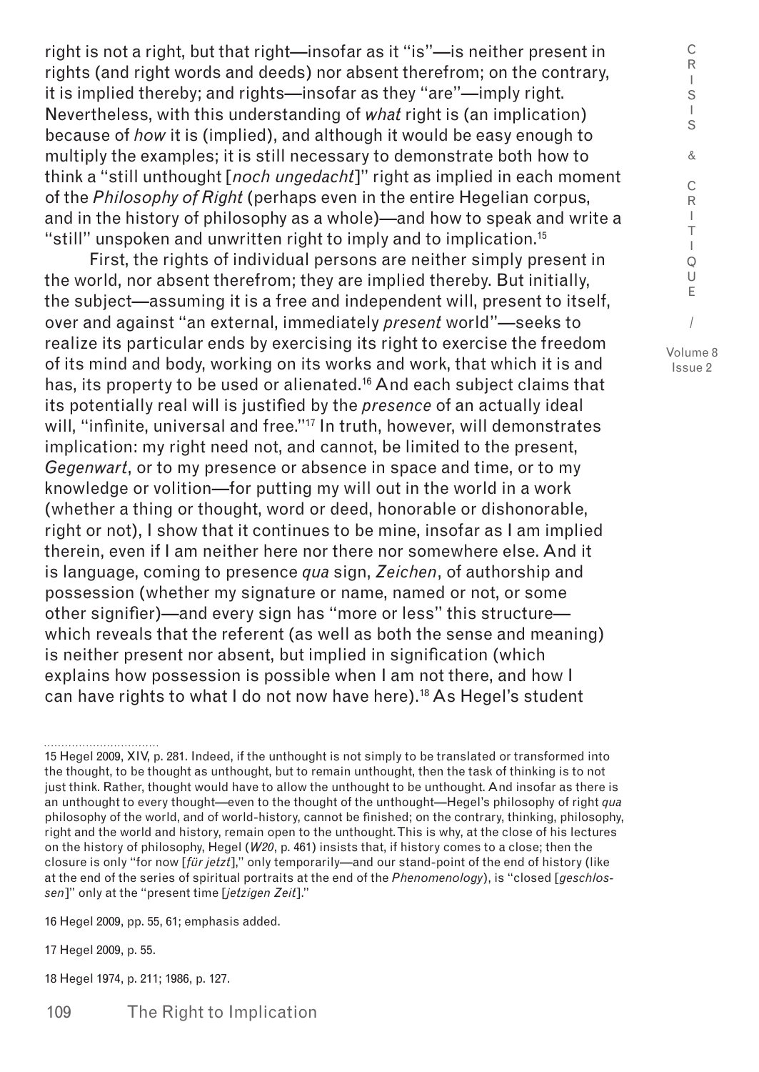right is not a right, but that right—insofar as it "is"—is neither present in rights (and right words and deeds) nor absent therefrom; on the contrary, it is implied thereby; and rights—insofar as they "are"—imply right. Nevertheless, with this understanding of *what* right is (an implication) because of *how* it is (implied), and although it would be easy enough to multiply the examples; it is still necessary to demonstrate both how to think a "still unthought [*noch ungedacht*]" right as implied in each moment of the *Philosophy of Right* (perhaps even in the entire Hegelian corpus, and in the history of philosophy as a whole)—and how to speak and write a "still" unspoken and unwritten right to imply and to implication.[15]

First, the rights of individual persons are neither simply present in the world, nor absent therefrom; they are implied thereby. But initially, the subject—assuming it is a free and independent will, present to itself, over and against "an external, immediately *present* world"—seeks to realize its particular ends by exercising its right to exercise the freedom of its mind and body, working on its works and work, that which it is and has, its property to be used or alienated.[16] And each subject claims that its potentially real will is justified by the *presence* of an actually ideal will, "infinite, universal and free."[17] In truth, however, will demonstrates implication: my right need not, and cannot, be limited to the present, *Gegenwart*, or to my presence or absence in space and time, or to my knowledge or volition—for putting my will out in the world in a work (whether a thing or thought, word or deed, honorable or dishonorable, right or not), I show that it continues to be mine, insofar as I am implied therein, even if I am neither here nor there nor somewhere else. And it is language, coming to presence *qua* sign, *Zeichen*, of authorship and possession (whether my signature or name, named or not, or some other signifier)—and every sign has "more or less" this structure—which reveals that the referent (as well as both the sense and meaning) is neither present nor absent, but implied in signification (which explains how possession is possible when I am not there, and how I can have rights to what I do not now have here).[18] As Hegel's student

---

15 Hegel 2009, XIV, p. 281. Indeed, if the unthought is not simply to be translated or transformed into the thought, to be thought as unthought, but to remain unthought, then the task of thinking is to not just think. Rather, thought would have to allow the unthought to be unthought. And insofar as there is an unthought to every thought—even to the thought of the unthought—Hegel's philosophy of right *qua* philosophy of the world, and of world-history, cannot be finished; on the contrary, thinking, philosophy, right and the world and history, remain open to the unthought. This is why, at the close of his lectures on the history of philosophy, Hegel (*W20*, p. 461) insists that, if history comes to a close; then the closure is only "for now [*für jetzt*]," only temporarily—and our stand-point of the end of history (like at the end of the series of spiritual portraits at the end of the *Phenomenology*), is "closed [*geschlossen*]" only at the "present time [*jetzigen Zeit*]."

16 Hegel 2009, pp. 55, 61; emphasis added.

17 Hegel 2009, p. 55.

18 Hegel 1974, p. 211; 1986, p. 127.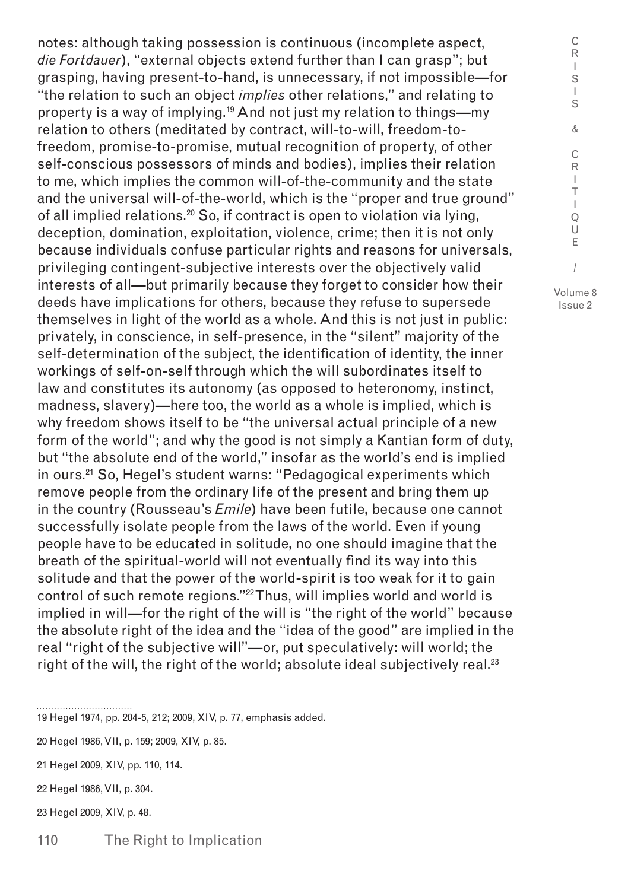notes: although taking possession is continuous (incomplete aspect, *die Fortdauer*), "external objects extend further than I can grasp"; but grasping, having present-to-hand, is unnecessary, if not impossible—for "the relation to such an object *implies* other relations," and relating to property is a way of implying.[19] And not just my relation to things—my relation to others (meditated by contract, will-to-will, freedom-to-freedom, promise-to-promise, mutual recognition of property, of other self-conscious possessors of minds and bodies), implies their relation to me, which implies the common will-of-the-community and the state and the universal will-of-the-world, which is the "proper and true ground" of all implied relations.[20] So, if contract is open to violation via lying, deception, domination, exploitation, violence, crime; then it is not only because individuals confuse particular rights and reasons for universals, privileging contingent-subjective interests over the objectively valid interests of all—but primarily because they forget to consider how their deeds have implications for others, because they refuse to supersede themselves in light of the world as a whole. And this is not just in public: privately, in conscience, in self-presence, in the "silent" majority of the self-determination of the subject, the identification of identity, the inner workings of self-on-self through which the will subordinates itself to law and constitutes its autonomy (as opposed to heteronomy, instinct, madness, slavery)—here too, the world as a whole is implied, which is why freedom shows itself to be "the universal actual principle of a new form of the world"; and why the good is not simply a Kantian form of duty, but "the absolute end of the world," insofar as the world's end is implied in ours.[21] So, Hegel's student warns: "Pedagogical experiments which remove people from the ordinary life of the present and bring them up in the country (Rousseau's *Emile*) have been futile, because one cannot successfully isolate people from the laws of the world. Even if young people have to be educated in solitude, no one should imagine that the breath of the spiritual-world will not eventually find its way into this solitude and that the power of the world-spirit is too weak for it to gain control of such remote regions."[22] Thus, will implies world and world is implied in will—for the right of the will is "the right of the world" because the absolute right of the idea and the "idea of the good" are implied in the real "right of the subjective will"—or, put speculatively: will world; the right of the will, the right of the world; absolute ideal subjectively real.[23]

19 Hegel 1974, pp. 204-5, 212; 2009, XIV, p. 77, emphasis added.

20 Hegel 1986, VII, p. 159; 2009, XIV, p. 85.

21 Hegel 2009, XIV, pp. 110, 114.

22 Hegel 1986, VII, p. 304.

23 Hegel 2009, XIV, p. 48.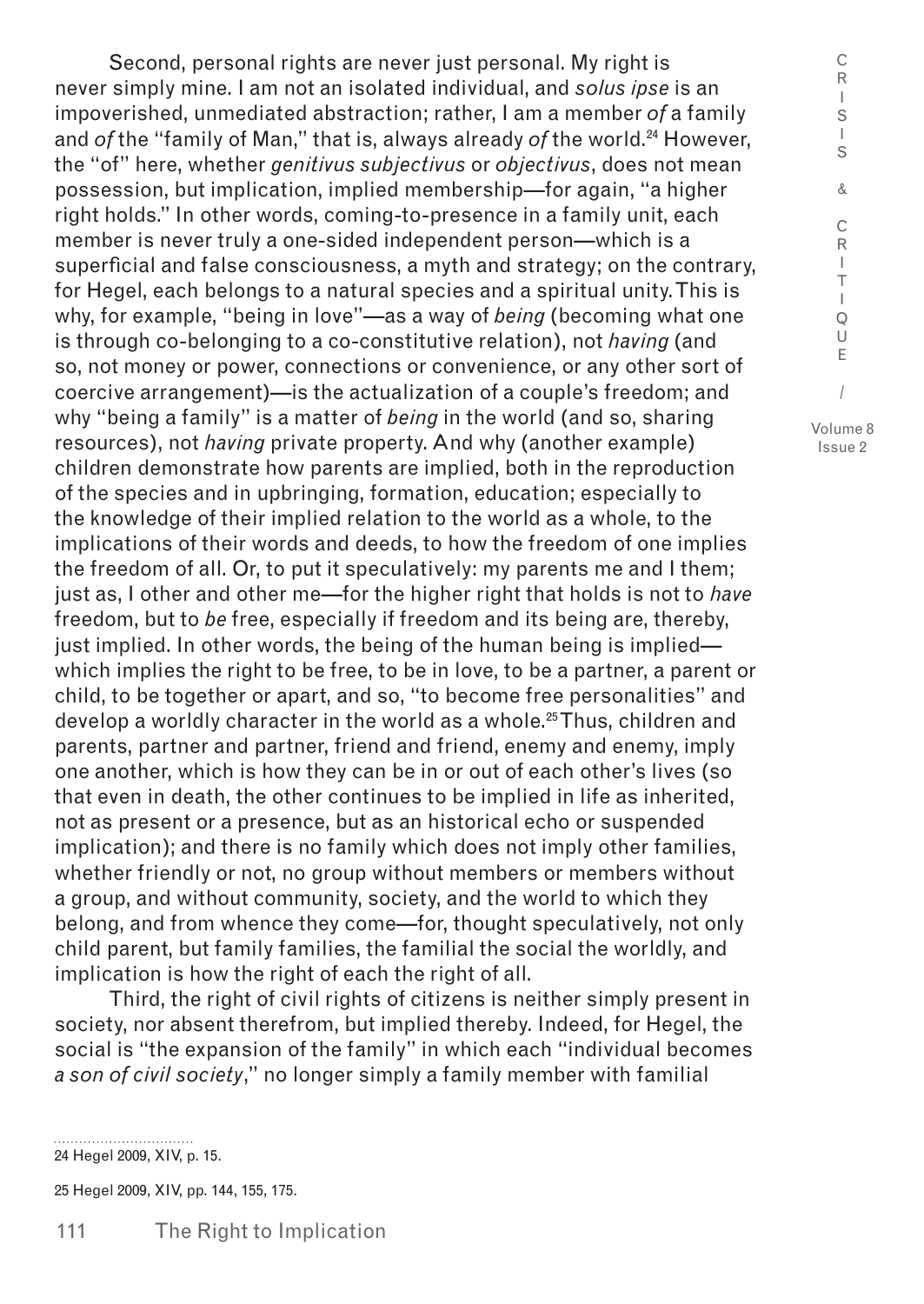Second, personal rights are never just personal. My right is never simply mine. I am not an isolated individual, and *solus ipse* is an impoverished, unmediated abstraction; rather, I am a member *of* a family and *of* the "family of Man," that is, always already *of* the world.[24] However, the "of" here, whether *genitivus subjectivus* or *objectivus*, does not mean possession, but implication, implied membership—for again, "a higher right holds." In other words, coming-to-presence in a family unit, each member is never truly a one-sided independent person—which is a superficial and false consciousness, a myth and strategy; on the contrary, for Hegel, each belongs to a natural species and a spiritual unity. This is why, for example, "being in love"—as a way of *being* (becoming what one is through co-belonging to a co-constitutive relation), not *having* (and so, not money or power, connections or convenience, or any other sort of coercive arrangement)—is the actualization of a couple's freedom; and why "being a family" is a matter of *being* in the world (and so, sharing resources), not *having* private property. And why (another example) children demonstrate how parents are implied, both in the reproduction of the species and in upbringing, formation, education; especially to the knowledge of their implied relation to the world as a whole, to the implications of their words and deeds, to how the freedom of one implies the freedom of all. Or, to put it speculatively: my parents me and I them; just as, I other and other me—for the higher right that holds is not to *have* freedom, but to *be* free, especially if freedom and its being are, thereby, just implied. In other words, the being of the human being is implied—which implies the right to be free, to be in love, to be a partner, a parent or child, to be together or apart, and so, "to become free personalities" and develop a worldly character in the world as a whole.[25] Thus, children and parents, partner and partner, friend and friend, enemy and enemy, imply one another, which is how they can be in or out of each other's lives (so that even in death, the other continues to be implied in life as inherited, not as present or a presence, but as an historical echo or suspended implication); and there is no family which does not imply other families, whether friendly or not, no group without members or members without a group, and without community, society, and the world to which they belong, and from whence they come—for, thought speculatively, not only child parent, but family families, the familial the social the worldly, and implication is how the right of each the right of all.

Third, the right of civil rights of citizens is neither simply present in society, nor absent therefrom, but implied thereby. Indeed, for Hegel, the social is "the expansion of the family" in which each "individual becomes *a son of civil society*," no longer simply a family member with familial

24 Hegel 2009, XIV, p. 15.

25 Hegel 2009, XIV, pp. 144, 155, 175.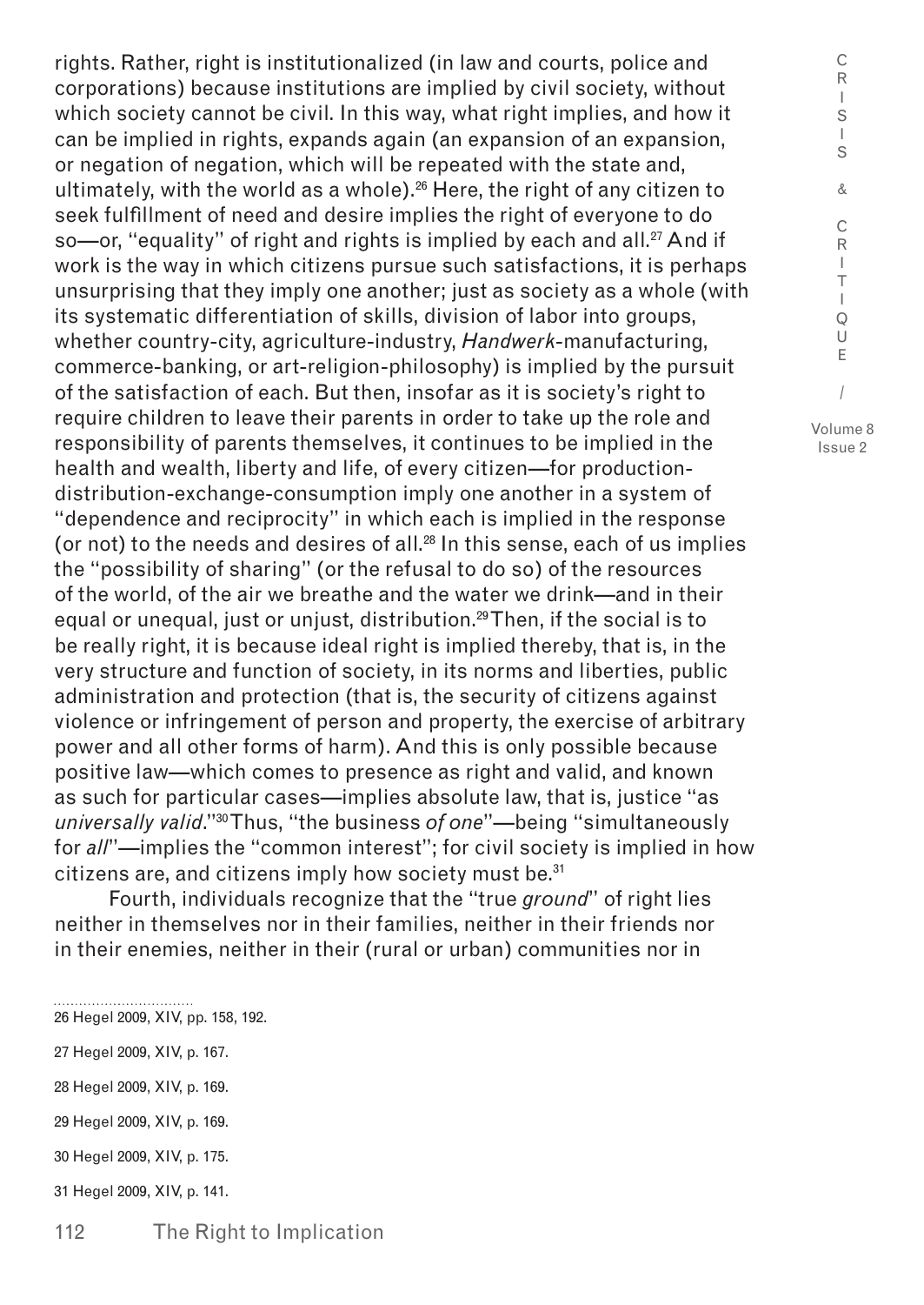rights. Rather, right is institutionalized (in law and courts, police and corporations) because institutions are implied by civil society, without which society cannot be civil. In this way, what right implies, and how it can be implied in rights, expands again (an expansion of an expansion, or negation of negation, which will be repeated with the state and, ultimately, with the world as a whole).[26] Here, the right of any citizen to seek fulfillment of need and desire implies the right of everyone to do so—or, "equality" of right and rights is implied by each and all.[27] And if work is the way in which citizens pursue such satisfactions, it is perhaps unsurprising that they imply one another; just as society as a whole (with its systematic differentiation of skills, division of labor into groups, whether country-city, agriculture-industry, *Handwerk*-manufacturing, commerce-banking, or art-religion-philosophy) is implied by the pursuit of the satisfaction of each. But then, insofar as it is society's right to require children to leave their parents in order to take up the role and responsibility of parents themselves, it continues to be implied in the health and wealth, liberty and life, of every citizen—for production-distribution-exchange-consumption imply one another in a system of "dependence and reciprocity" in which each is implied in the response (or not) to the needs and desires of all.[28] In this sense, each of us implies the "possibility of sharing" (or the refusal to do so) of the resources of the world, of the air we breathe and the water we drink—and in their equal or unequal, just or unjust, distribution.[29] Then, if the social is to be really right, it is because ideal right is implied thereby, that is, in the very structure and function of society, in its norms and liberties, public administration and protection (that is, the security of citizens against violence or infringement of person and property, the exercise of arbitrary power and all other forms of harm). And this is only possible because positive law—which comes to presence as right and valid, and known as such for particular cases—implies absolute law, that is, justice "as *universally valid*."[30] Thus, "the business *of one*"—being "simultaneously for *all*"—implies the "common interest"; for civil society is implied in how citizens are, and citizens imply how society must be.[31]

Fourth, individuals recognize that the "true *ground*" of right lies neither in themselves nor in their families, neither in their friends nor in their enemies, neither in their (rural or urban) communities nor in

26 Hegel 2009, XIV, pp. 158, 192.

27 Hegel 2009, XIV, p. 167.

28 Hegel 2009, XIV, p. 169.

29 Hegel 2009, XIV, p. 169.

30 Hegel 2009, XIV, p. 175.

31 Hegel 2009, XIV, p. 141.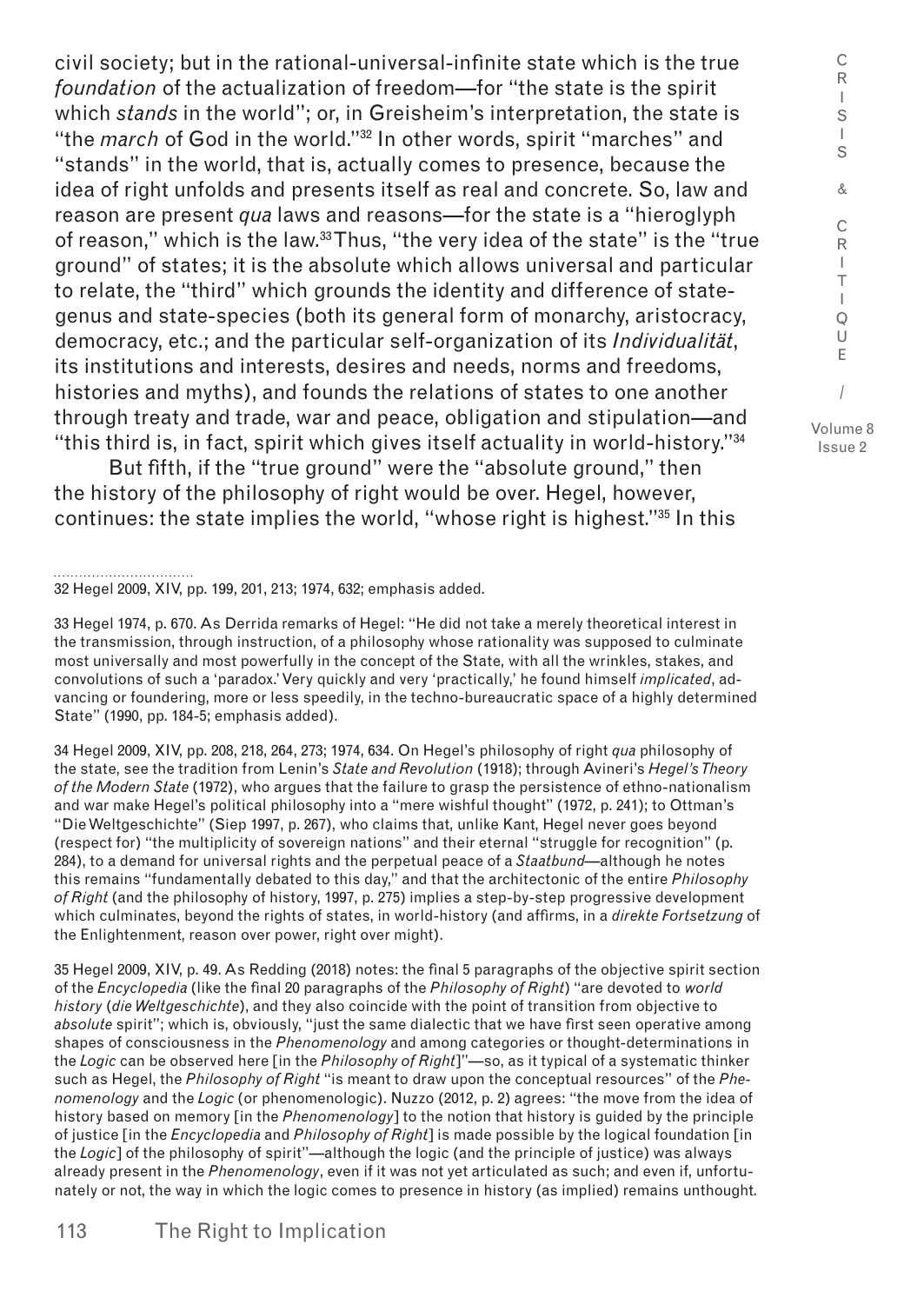civil society; but in the rational-universal-infinite state which is the true *foundation* of the actualization of freedom—for "the state is the spirit which *stands* in the world"; or, in Greisheim's interpretation, the state is "the *march* of God in the world."[32] In other words, spirit "marches" and "stands" in the world, that is, actually comes to presence, because the idea of right unfolds and presents itself as real and concrete. So, law and reason are present *qua* laws and reasons—for the state is a "hieroglyph of reason," which is the law.[33] Thus, "the very idea of the state" is the "true ground" of states; it is the absolute which allows universal and particular to relate, the "third" which grounds the identity and difference of state-genus and state-species (both its general form of monarchy, aristocracy, democracy, etc.; and the particular self-organization of its *Individualität*, its institutions and interests, desires and needs, norms and freedoms, histories and myths), and founds the relations of states to one another through treaty and trade, war and peace, obligation and stipulation—and "this third is, in fact, spirit which gives itself actuality in world-history."[34]

But fifth, if the "true ground" were the "absolute ground," then the history of the philosophy of right would be over. Hegel, however, continues: the state implies the world, "whose right is highest."[35] In this

---

32 Hegel 2009, XIV, pp. 199, 201, 213; 1974, 632; emphasis added.

33 Hegel 1974, p. 670. As Derrida remarks of Hegel: "He did not take a merely theoretical interest in the transmission, through instruction, of a philosophy whose rationality was supposed to culminate most universally and most powerfully in the concept of the State, with all the wrinkles, stakes, and convolutions of such a 'paradox.' Very quickly and very 'practically,' he found himself *implicated*, advancing or foundering, more or less speedily, in the techno-bureaucratic space of a highly determined State" (1990, pp. 184-5; emphasis added).

34 Hegel 2009, XIV, pp. 208, 218, 264, 273; 1974, 634. On Hegel's philosophy of right *qua* philosophy of the state, see the tradition from Lenin's *State and Revolution* (1918); through Avineri's *Hegel's Theory of the Modern State* (1972), who argues that the failure to grasp the persistence of ethno-nationalism and war make Hegel's political philosophy into a "mere wishful thought" (1972, p. 241); to Ottman's "Die Weltgeschichte" (Siep 1997, p. 267), who claims that, unlike Kant, Hegel never goes beyond (respect for) "the multiplicity of sovereign nations" and their eternal "struggle for recognition" (p. 284), to a demand for universal rights and the perpetual peace of a *Staatbund*—although he notes this remains "fundamentally debated to this day," and that the architectonic of the entire *Philosophy of Right* (and the philosophy of history, 1997, p. 275) implies a step-by-step progressive development which culminates, beyond the rights of states, in world-history (and affirms, in a *direkte Fortsetzung* of the Enlightenment, reason over power, right over might).

35 Hegel 2009, XIV, p. 49. As Redding (2018) notes: the final 5 paragraphs of the objective spirit section of the *Encyclopedia* (like the final 20 paragraphs of the *Philosophy of Right*) "are devoted to *world history* (*die Weltgeschichte*), and they also coincide with the point of transition from objective to *absolute* spirit"; which is, obviously, "just the same dialectic that we have first seen operative among shapes of consciousness in the *Phenomenology* and among categories or thought-determinations in the *Logic* can be observed here [in the *Philosophy of Right*]"—so, as it typical of a systematic thinker such as Hegel, the *Philosophy of Right* "is meant to draw upon the conceptual resources" of the *Phenomenology* and the *Logic* (or phenomenologic). Nuzzo (2012, p. 2) agrees: "the move from the idea of history based on memory [in the *Phenomenology*] to the notion that history is guided by the principle of justice [in the *Encyclopedia* and *Philosophy of Right*] is made possible by the logical foundation [in the *Logic*] of the philosophy of spirit"—although the logic (and the principle of justice) was always already present in the *Phenomenology*, even if it was not yet articulated as such; and even if, unfortunately or not, the way in which the logic comes to presence in history (as implied) remains unthought.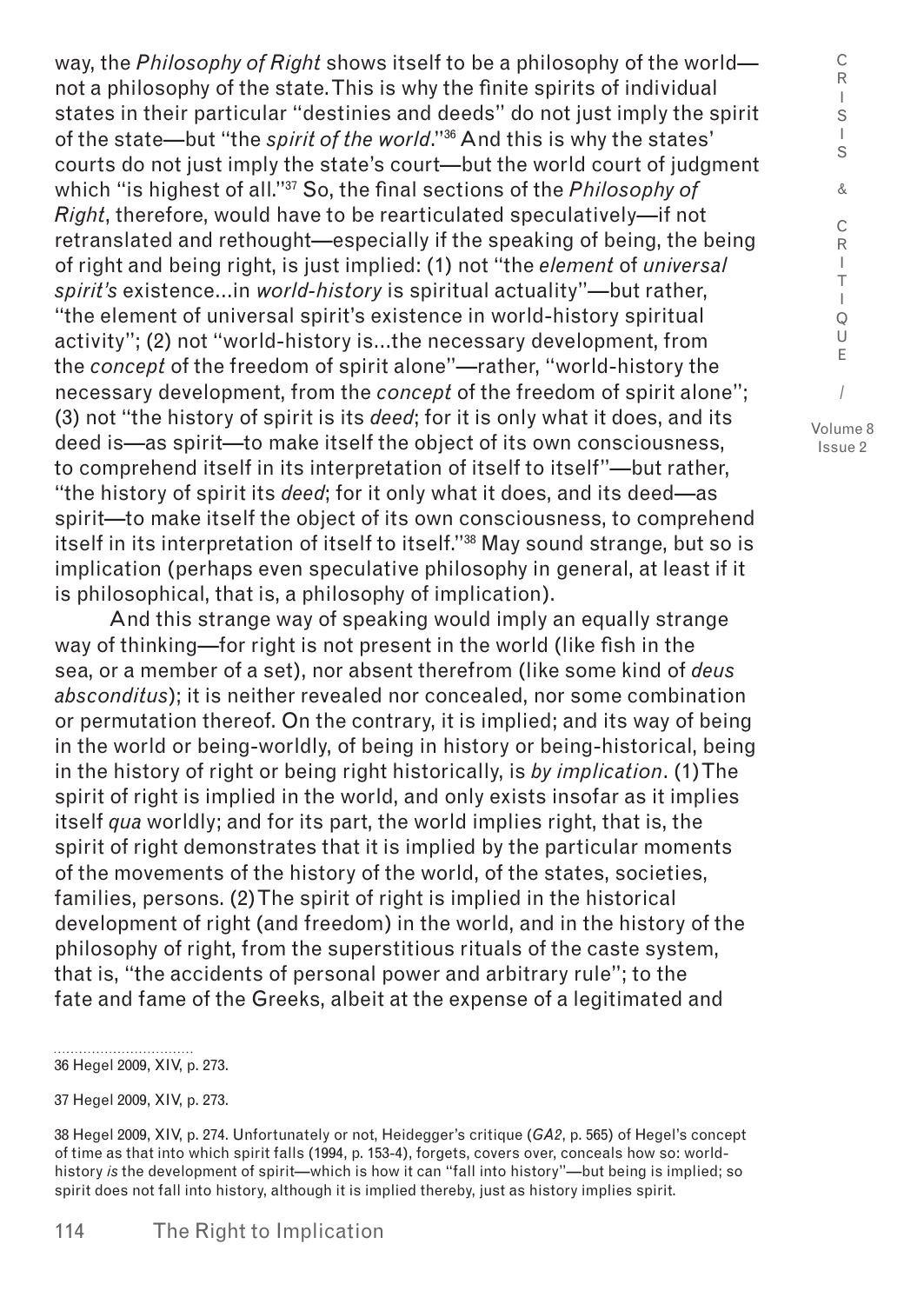way, the *Philosophy of Right* shows itself to be a philosophy of the world—not a philosophy of the state. This is why the finite spirits of individual states in their particular "destinies and deeds" do not just imply the spirit of the state—but "the *spirit of the world*."[36] And this is why the states' courts do not just imply the state's court—but the world court of judgment which "is highest of all."[37] So, the final sections of the *Philosophy of Right*, therefore, would have to be rearticulated speculatively—if not retranslated and rethought—especially if the speaking of being, the being of right and being right, is just implied: (1) not "the *element* of *universal spirit's* existence...in *world-history* is spiritual actuality"—but rather, "the element of universal spirit's existence in world-history spiritual activity"; (2) not "world-history is...the necessary development, from the *concept* of the freedom of spirit alone"—rather, "world-history the necessary development, from the *concept* of the freedom of spirit alone"; (3) not "the history of spirit is its *deed*; for it is only what it does, and its deed is—as spirit—to make itself the object of its own consciousness, to comprehend itself in its interpretation of itself to itself"—but rather, "the history of spirit its *deed*; for it only what it does, and its deed—as spirit—to make itself the object of its own consciousness, to comprehend itself in its interpretation of itself to itself."[38] May sound strange, but so is implication (perhaps even speculative philosophy in general, at least if it is philosophical, that is, a philosophy of implication).

And this strange way of speaking would imply an equally strange way of thinking—for right is not present in the world (like fish in the sea, or a member of a set), nor absent therefrom (like some kind of *deus absconditus*); it is neither revealed nor concealed, nor some combination or permutation thereof. On the contrary, it is implied; and its way of being in the world or being-worldly, of being in history or being-historical, being in the history of right or being right historically, is *by implication*. (1) The spirit of right is implied in the world, and only exists insofar as it implies itself *qua* worldly; and for its part, the world implies right, that is, the spirit of right demonstrates that it is implied by the particular moments of the movements of the history of the world, of the states, societies, families, persons. (2) The spirit of right is implied in the historical development of right (and freedom) in the world, and in the history of the philosophy of right, from the superstitious rituals of the caste system, that is, "the accidents of personal power and arbitrary rule"; to the fate and fame of the Greeks, albeit at the expense of a legitimated and

36 Hegel 2009, XIV, p. 273.

37 Hegel 2009, XIV, p. 273.

38 Hegel 2009, XIV, p. 274. Unfortunately or not, Heidegger's critique (*GA2*, p. 565) of Hegel's concept of time as that into which spirit falls (1994, p. 153-4), forgets, covers over, conceals how so: world-history *is* the development of spirit—which is how it can "fall into history"—but being is implied; so spirit does not fall into history, although it is implied thereby, just as history implies spirit.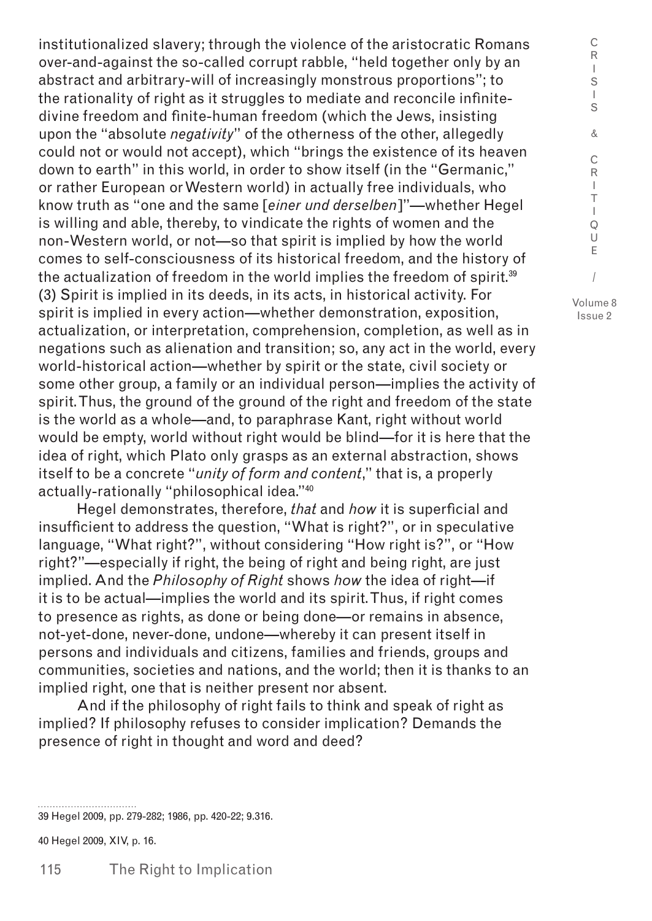institutionalized slavery; through the violence of the aristocratic Romans over-and-against the so-called corrupt rabble, "held together only by an abstract and arbitrary-will of increasingly monstrous proportions"; to the rationality of right as it struggles to mediate and reconcile infinite-divine freedom and finite-human freedom (which the Jews, insisting upon the "absolute *negativity*" of the otherness of the other, allegedly could not or would not accept), which "brings the existence of its heaven down to earth" in this world, in order to show itself (in the "Germanic," or rather European or Western world) in actually free individuals, who know truth as "one and the same [*einer und derselben*]"—whether Hegel is willing and able, thereby, to vindicate the rights of women and the non-Western world, or not—so that spirit is implied by how the world comes to self-consciousness of its historical freedom, and the history of the actualization of freedom in the world implies the freedom of spirit.[39] (3) Spirit is implied in its deeds, in its acts, in historical activity. For spirit is implied in every action—whether demonstration, exposition, actualization, or interpretation, comprehension, completion, as well as in negations such as alienation and transition; so, any act in the world, every world-historical action—whether by spirit or the state, civil society or some other group, a family or an individual person—implies the activity of spirit. Thus, the ground of the ground of the right and freedom of the state is the world as a whole—and, to paraphrase Kant, right without world would be empty, world without right would be blind—for it is here that the idea of right, which Plato only grasps as an external abstraction, shows itself to be a concrete "*unity of form and content*," that is, a properly actually-rationally "philosophical idea."[40]

Hegel demonstrates, therefore, *that* and *how* it is superficial and insufficient to address the question, "What is right?", or in speculative language, "What right?", without considering "How right is?", or "How right?"—especially if right, the being of right and being right, are just implied. And the *Philosophy of Right* shows *how* the idea of right—if it is to be actual—implies the world and its spirit. Thus, if right comes to presence as rights, as done or being done—or remains in absence, not-yet-done, never-done, undone—whereby it can present itself in persons and individuals and citizens, families and friends, groups and communities, societies and nations, and the world; then it is thanks to an implied right, one that is neither present nor absent.

And if the philosophy of right fails to think and speak of right as implied? If philosophy refuses to consider implication? Demands the presence of right in thought and word and deed?

---

39 Hegel 2009, pp. 279-282; 1986, pp. 420-22; 9.316.

40 Hegel 2009, XIV, p. 16.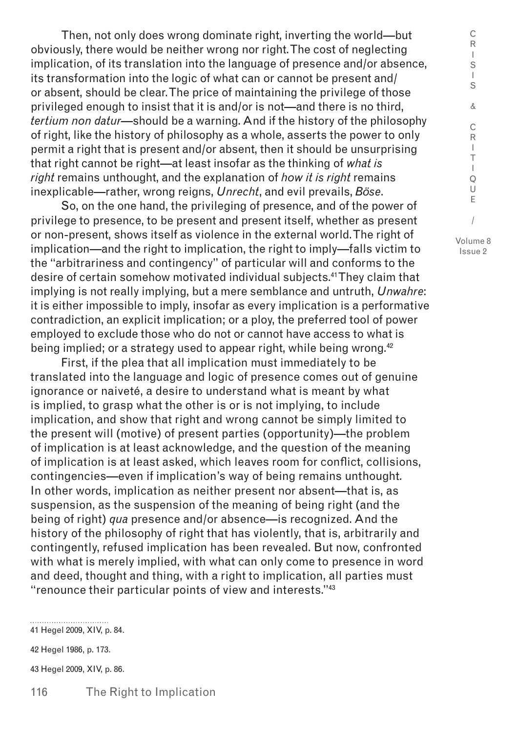Then, not only does wrong dominate right, inverting the world—but obviously, there would be neither wrong nor right. The cost of neglecting implication, of its translation into the language of presence and/or absence, its transformation into the logic of what can or cannot be present and/or absent, should be clear. The price of maintaining the privilege of those privileged enough to insist that it is and/or is not—and there is no third, *tertium non datur*—should be a warning. And if the history of the philosophy of right, like the history of philosophy as a whole, asserts the power to only permit a right that is present and/or absent, then it should be unsurprising that right cannot be right—at least insofar as the thinking of *what is right* remains unthought, and the explanation of *how it is right* remains inexplicable—rather, wrong reigns, *Unrecht*, and evil prevails, *Böse*.

So, on the one hand, the privileging of presence, and of the power of privilege to presence, to be present and present itself, whether as present or non-present, shows itself as violence in the external world. The right of implication—and the right to implication, the right to imply—falls victim to the "arbitrariness and contingency" of particular will and conforms to the desire of certain somehow motivated individual subjects.[41] They claim that implying is not really implying, but a mere semblance and untruth, *Unwahre*: it is either impossible to imply, insofar as every implication is a performative contradiction, an explicit implication; or a ploy, the preferred tool of power employed to exclude those who do not or cannot have access to what is being implied; or a strategy used to appear right, while being wrong.[42]

First, if the plea that all implication must immediately to be translated into the language and logic of presence comes out of genuine ignorance or naiveté, a desire to understand what is meant by what is implied, to grasp what the other is or is not implying, to include implication, and show that right and wrong cannot be simply limited to the present will (motive) of present parties (opportunity)—the problem of implication is at least acknowledge, and the question of the meaning of implication is at least asked, which leaves room for conflict, collisions, contingencies—even if implication's way of being remains unthought. In other words, implication as neither present nor absent—that is, as suspension, as the suspension of the meaning of being right (and the being of right) *qua* presence and/or absence—is recognized. And the history of the philosophy of right that has violently, that is, arbitrarily and contingently, refused implication has been revealed. But now, confronted with what is merely implied, with what can only come to presence in word and deed, thought and thing, with a right to implication, all parties must "renounce their particular points of view and interests."[43]

---

41 Hegel 2009, XIV, p. 84.

42 Hegel 1986, p. 173.

43 Hegel 2009, XIV, p. 86.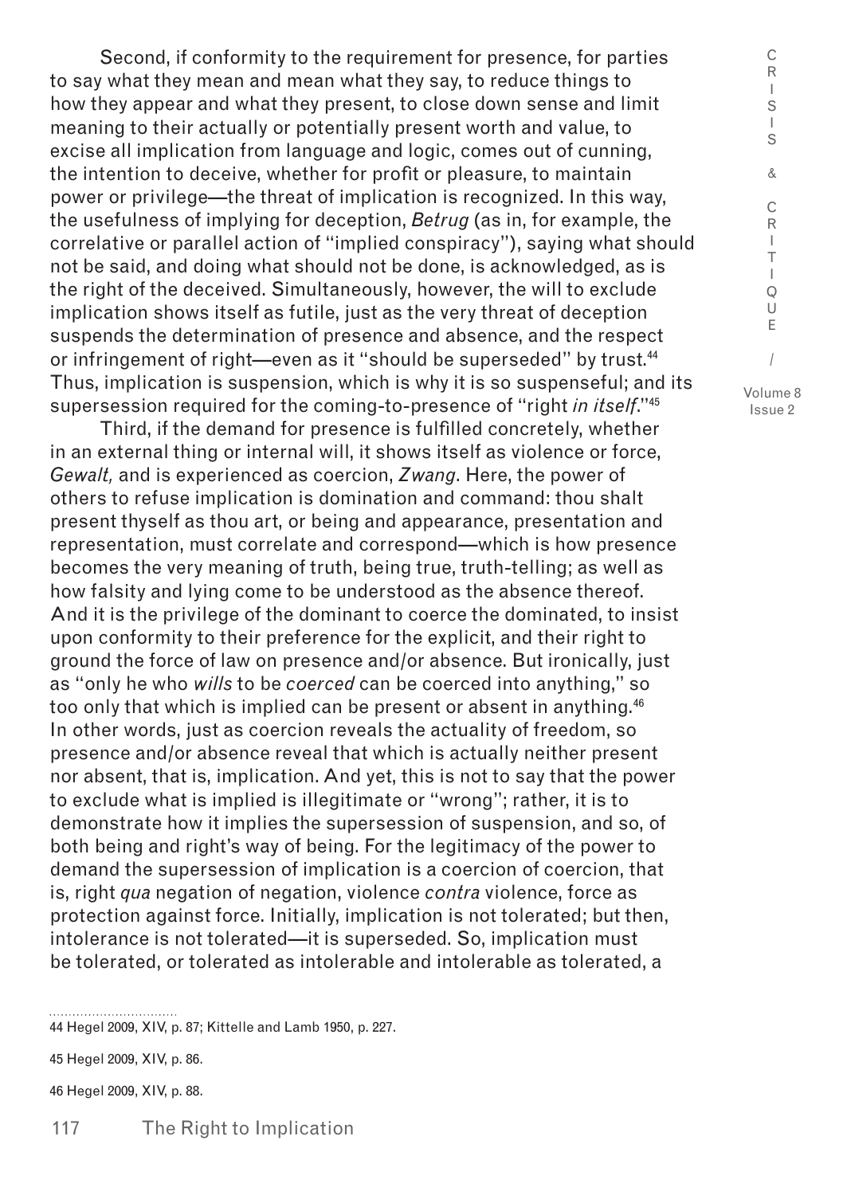Second, if conformity to the requirement for presence, for parties to say what they mean and mean what they say, to reduce things to how they appear and what they present, to close down sense and limit meaning to their actually or potentially present worth and value, to excise all implication from language and logic, comes out of cunning, the intention to deceive, whether for profit or pleasure, to maintain power or privilege—the threat of implication is recognized. In this way, the usefulness of implying for deception, *Betrug* (as in, for example, the correlative or parallel action of "implied conspiracy"), saying what should not be said, and doing what should not be done, is acknowledged, as is the right of the deceived. Simultaneously, however, the will to exclude implication shows itself as futile, just as the very threat of deception suspends the determination of presence and absence, and the respect or infringement of right—even as it "should be superseded" by trust.[44] Thus, implication is suspension, which is why it is so suspenseful; and its supersession required for the coming-to-presence of "right *in itself*."[45]

Third, if the demand for presence is fulfilled concretely, whether in an external thing or internal will, it shows itself as violence or force, *Gewalt,* and is experienced as coercion, *Zwang*. Here, the power of others to refuse implication is domination and command: thou shalt present thyself as thou art, or being and appearance, presentation and representation, must correlate and correspond—which is how presence becomes the very meaning of truth, being true, truth-telling; as well as how falsity and lying come to be understood as the absence thereof. And it is the privilege of the dominant to coerce the dominated, to insist upon conformity to their preference for the explicit, and their right to ground the force of law on presence and/or absence. But ironically, just as "only he who *wills* to be *coerced* can be coerced into anything," so too only that which is implied can be present or absent in anything.[46] In other words, just as coercion reveals the actuality of freedom, so presence and/or absence reveal that which is actually neither present nor absent, that is, implication. And yet, this is not to say that the power to exclude what is implied is illegitimate or "wrong"; rather, it is to demonstrate how it implies the supersession of suspension, and so, of both being and right's way of being. For the legitimacy of the power to demand the supersession of implication is a coercion of coercion, that is, right *qua* negation of negation, violence *contra* violence, force as protection against force. Initially, implication is not tolerated; but then, intolerance is not tolerated—it is superseded. So, implication must be tolerated, or tolerated as intolerable and intolerable as tolerated, a

---

44 Hegel 2009, XIV, p. 87; Kittelle and Lamb 1950, p. 227.

45 Hegel 2009, XIV, p. 86.

46 Hegel 2009, XIV, p. 88.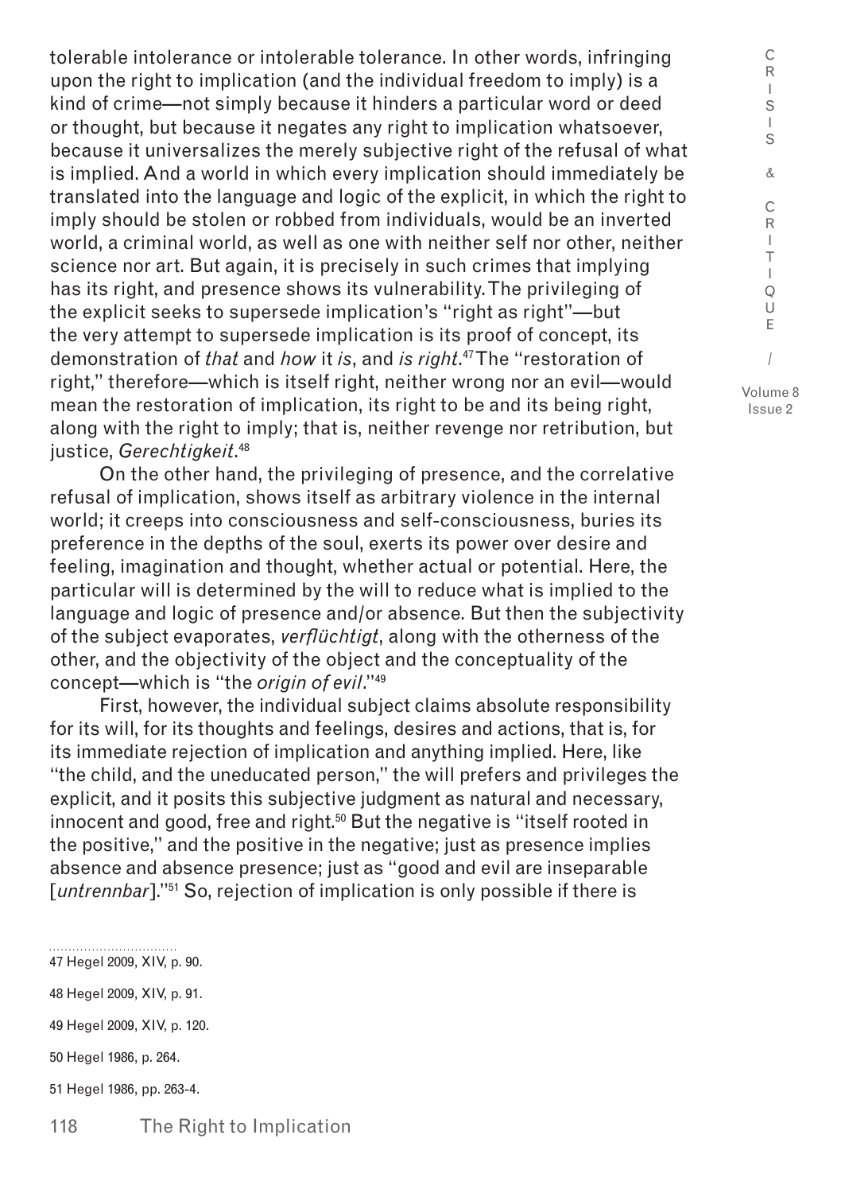tolerable intolerance or intolerable tolerance. In other words, infringing upon the right to implication (and the individual freedom to imply) is a kind of crime—not simply because it hinders a particular word or deed or thought, but because it negates any right to implication whatsoever, because it universalizes the merely subjective right of the refusal of what is implied. And a world in which every implication should immediately be translated into the language and logic of the explicit, in which the right to imply should be stolen or robbed from individuals, would be an inverted world, a criminal world, as well as one with neither self nor other, neither science nor art. But again, it is precisely in such crimes that implying has its right, and presence shows its vulnerability. The privileging of the explicit seeks to supersede implication's "right as right"—but the very attempt to supersede implication is its proof of concept, its demonstration of *that* and *how* it *is*, and *is right*.[47] The "restoration of right," therefore—which is itself right, neither wrong nor an evil—would mean the restoration of implication, its right to be and its being right, along with the right to imply; that is, neither revenge nor retribution, but justice, *Gerechtigkeit*.[48]

On the other hand, the privileging of presence, and the correlative refusal of implication, shows itself as arbitrary violence in the internal world; it creeps into consciousness and self-consciousness, buries its preference in the depths of the soul, exerts its power over desire and feeling, imagination and thought, whether actual or potential. Here, the particular will is determined by the will to reduce what is implied to the language and logic of presence and/or absence. But then the subjectivity of the subject evaporates, *verflüchtigt*, along with the otherness of the other, and the objectivity of the object and the conceptuality of the concept—which is "the *origin of evil*."[49]

First, however, the individual subject claims absolute responsibility for its will, for its thoughts and feelings, desires and actions, that is, for its immediate rejection of implication and anything implied. Here, like "the child, and the uneducated person," the will prefers and privileges the explicit, and it posits this subjective judgment as natural and necessary, innocent and good, free and right.[50] But the negative is "itself rooted in the positive," and the positive in the negative; just as presence implies absence and absence presence; just as "good and evil are inseparable [*untrennbar*]."[51] So, rejection of implication is only possible if there is

47 Hegel 2009, XIV, p. 90.

48 Hegel 2009, XIV, p. 91.

49 Hegel 2009, XIV, p. 120.

50 Hegel 1986, p. 264.

51 Hegel 1986, pp. 263-4.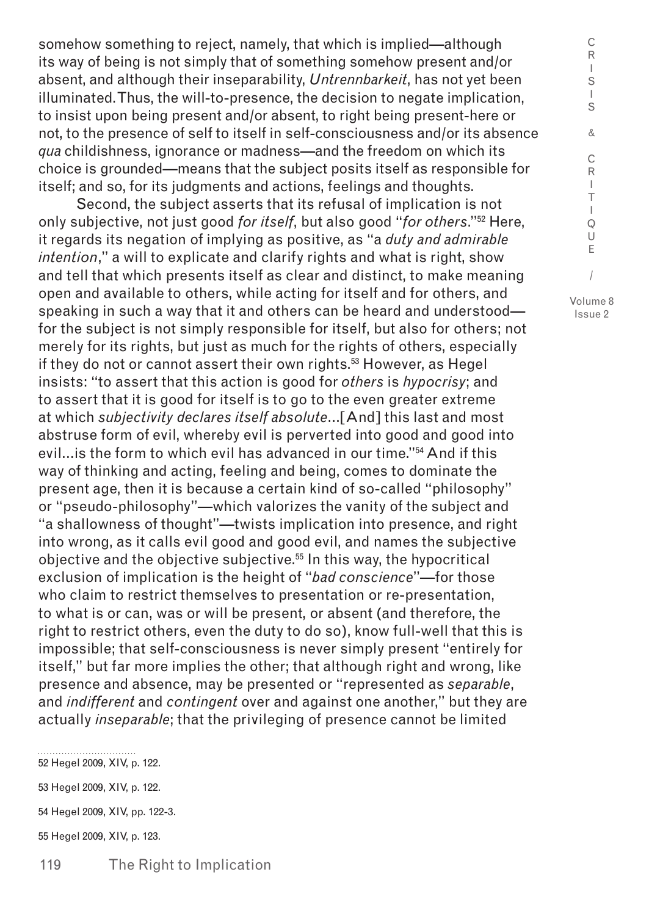somehow something to reject, namely, that which is implied—although its way of being is not simply that of something somehow present and/or absent, and although their inseparability, *Untrennbarkeit*, has not yet been illuminated. Thus, the will-to-presence, the decision to negate implication, to insist upon being present and/or absent, to right being present-here or not, to the presence of self to itself in self-consciousness and/or its absence *qua* childishness, ignorance or madness—and the freedom on which its choice is grounded—means that the subject posits itself as responsible for itself; and so, for its judgments and actions, feelings and thoughts.

Second, the subject asserts that its refusal of implication is not only subjective, not just good *for itself*, but also good "*for others*."[52] Here, it regards its negation of implying as positive, as "a *duty and admirable intention*," a will to explicate and clarify rights and what is right, show and tell that which presents itself as clear and distinct, to make meaning open and available to others, while acting for itself and for others, and speaking in such a way that it and others can be heard and understood—for the subject is not simply responsible for itself, but also for others; not merely for its rights, but just as much for the rights of others, especially if they do not or cannot assert their own rights.[53] However, as Hegel insists: "to assert that this action is good for *others* is *hypocrisy*; and to assert that it is good for itself is to go to the even greater extreme at which *subjectivity declares itself absolute*…[And] this last and most abstruse form of evil, whereby evil is perverted into good and good into evil…is the form to which evil has advanced in our time."[54] And if this way of thinking and acting, feeling and being, comes to dominate the present age, then it is because a certain kind of so-called "philosophy" or "pseudo-philosophy"—which valorizes the vanity of the subject and "a shallowness of thought"—twists implication into presence, and right into wrong, as it calls evil good and good evil, and names the subjective objective and the objective subjective.[55] In this way, the hypocritical exclusion of implication is the height of "*bad conscience*"—for those who claim to restrict themselves to presentation or re-presentation, to what is or can, was or will be present, or absent (and therefore, the right to restrict others, even the duty to do so), know full-well that this is impossible; that self-consciousness is never simply present "entirely for itself," but far more implies the other; that although right and wrong, like presence and absence, may be presented or "represented as *separable*, and *indifferent* and *contingent* over and against one another," but they are actually *inseparable*; that the privileging of presence cannot be limited

52 Hegel 2009, XIV, p. 122.

53 Hegel 2009, XIV, p. 122.

54 Hegel 2009, XIV, pp. 122-3.

55 Hegel 2009, XIV, p. 123.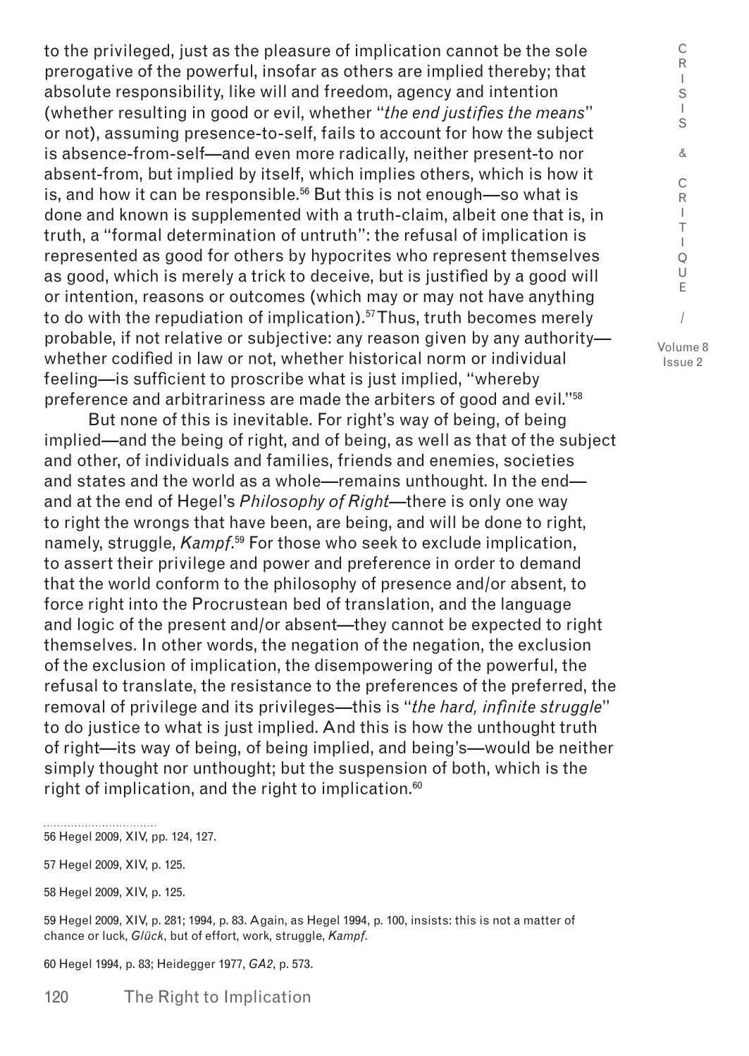to the privileged, just as the pleasure of implication cannot be the sole prerogative of the powerful, insofar as others are implied thereby; that absolute responsibility, like will and freedom, agency and intention (whether resulting in good or evil, whether "*the end justifies the means*" or not), assuming presence-to-self, fails to account for how the subject is absence-from-self—and even more radically, neither present-to nor absent-from, but implied by itself, which implies others, which is how it is, and how it can be responsible.[56] But this is not enough—so what is done and known is supplemented with a truth-claim, albeit one that is, in truth, a "formal determination of untruth": the refusal of implication is represented as good for others by hypocrites who represent themselves as good, which is merely a trick to deceive, but is justified by a good will or intention, reasons or outcomes (which may or may not have anything to do with the repudiation of implication).[57] Thus, truth becomes merely probable, if not relative or subjective: any reason given by any authority—whether codified in law or not, whether historical norm or individual feeling—is sufficient to proscribe what is just implied, "whereby preference and arbitrariness are made the arbiters of good and evil."[58]

But none of this is inevitable. For right's way of being, of being implied—and the being of right, and of being, as well as that of the subject and other, of individuals and families, friends and enemies, societies and states and the world as a whole—remains unthought. In the end—and at the end of Hegel's *Philosophy of Right*—there is only one way to right the wrongs that have been, are being, and will be done to right, namely, struggle, *Kampf*.[59] For those who seek to exclude implication, to assert their privilege and power and preference in order to demand that the world conform to the philosophy of presence and/or absent, to force right into the Procrustean bed of translation, and the language and logic of the present and/or absent—they cannot be expected to right themselves. In other words, the negation of the negation, the exclusion of the exclusion of implication, the disempowering of the powerful, the refusal to translate, the resistance to the preferences of the preferred, the removal of privilege and its privileges—this is "*the hard, infinite struggle*" to do justice to what is just implied. And this is how the unthought truth of right—its way of being, of being implied, and being's—would be neither simply thought nor unthought; but the suspension of both, which is the right of implication, and the right to implication.[60]

---

56 Hegel 2009, XIV, pp. 124, 127.

57 Hegel 2009, XIV, p. 125.

58 Hegel 2009, XIV, p. 125.

59 Hegel 2009, XIV, p. 281; 1994, p. 83. Again, as Hegel 1994, p. 100, insists: this is not a matter of chance or luck, *Glück*, but of effort, work, struggle, *Kampf*.

60 Hegel 1994, p. 83; Heidegger 1977, *GA2*, p. 573.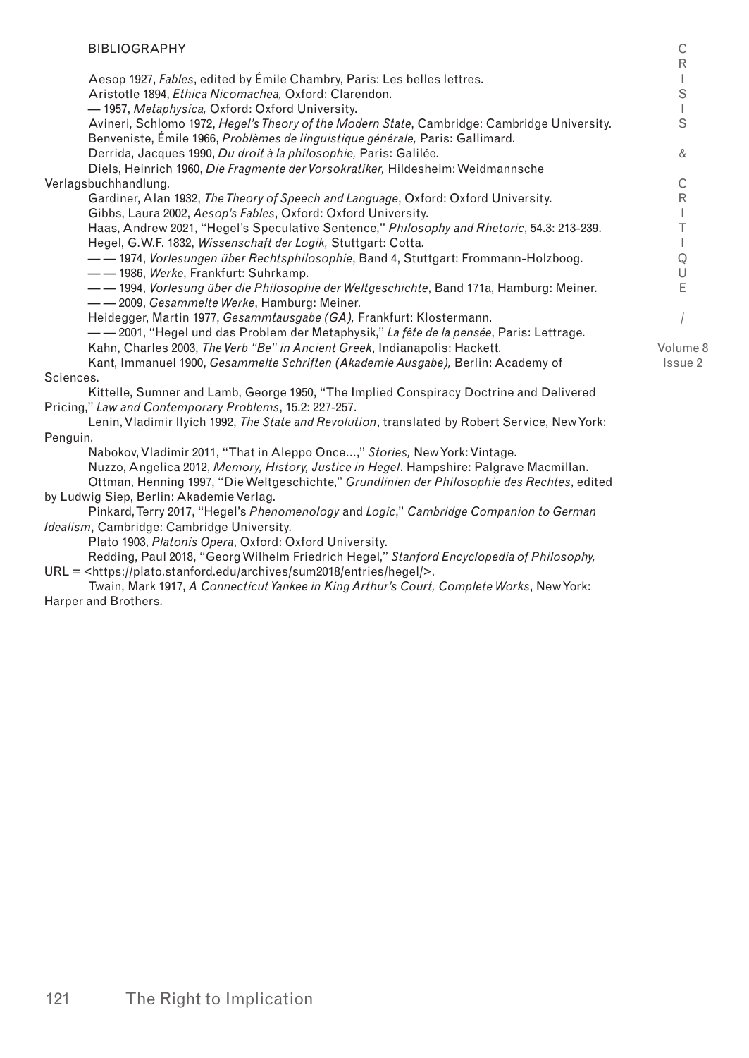BIBLIOGRAPHY

Aesop 1927, *Fables*, edited by Émile Chambry, Paris: Les belles lettres.
Aristotle 1894, *Ethica Nicomachea,* Oxford: Clarendon.
— 1957, *Metaphysica,* Oxford: Oxford University.
Avineri, Schlomo 1972, *Hegel's Theory of the Modern State*, Cambridge: Cambridge University.
Benveniste, Émile 1966, *Problèmes de linguistique générale,* Paris: Gallimard.
Derrida, Jacques 1990, *Du droit à la philosophie,* Paris: Galilée.
Diels, Heinrich 1960, *Die Fragmente der Vorsokratiker,* Hildesheim: Weidmannsche Verlagsbuchhandlung.
Gardiner, Alan 1932, *The Theory of Speech and Language*, Oxford: Oxford University.
Gibbs, Laura 2002, *Aesop's Fables*, Oxford: Oxford University.
Haas, Andrew 2021, "Hegel's Speculative Sentence," *Philosophy and Rhetoric*, 54.3: 213-239.
Hegel, G.W.F. 1832, *Wissenschaft der Logik,* Stuttgart: Cotta.
— — 1974, *Vorlesungen über Rechtsphilosophie*, Band 4, Stuttgart: Frommann-Holzboog.
— — 1986, *Werke*, Frankfurt: Suhrkamp.
— — 1994, *Vorlesung über die Philosophie der Weltgeschichte*, Band 171a, Hamburg: Meiner.
— — 2009, *Gesammelte Werke*, Hamburg: Meiner.
Heidegger, Martin 1977, *Gesammtausgabe (GA),* Frankfurt: Klostermann.
— — 2001, "Hegel und das Problem der Metaphysik," *La fête de la pensée*, Paris: Lettrage.
Kahn, Charles 2003, *The Verb "Be" in Ancient Greek*, Indianapolis: Hackett.
Kant, Immanuel 1900, *Gesammelte Schriften (Akademie Ausgabe),* Berlin: Academy of Sciences.
Kittelle, Sumner and Lamb, George 1950, "The Implied Conspiracy Doctrine and Delivered Pricing," *Law and Contemporary Problems*, 15.2: 227-257.
Lenin, Vladimir Ilyich 1992, *The State and Revolution*, translated by Robert Service, New York: Penguin.
Nabokov, Vladimir 2011, "That in Aleppo Once...," *Stories,* New York: Vintage.
Nuzzo, Angelica 2012, *Memory, History, Justice in Hegel*. Hampshire: Palgrave Macmillan.
Ottman, Henning 1997, "Die Weltgeschichte," *Grundlinien der Philosophie des Rechtes*, edited by Ludwig Siep, Berlin: Akademie Verlag.
Pinkard, Terry 2017, "Hegel's *Phenomenology* and *Logic*," *Cambridge Companion to German Idealism*, Cambridge: Cambridge University.
Plato 1903, *Platonis Opera*, Oxford: Oxford University.
Redding, Paul 2018, "Georg Wilhelm Friedrich Hegel," *Stanford Encyclopedia of Philosophy,* URL = <https://plato.stanford.edu/archives/sum2018/entries/hegel/>.
Twain, Mark 1917, *A Connecticut Yankee in King Arthur's Court, Complete Works*, New York: Harper and Brothers.